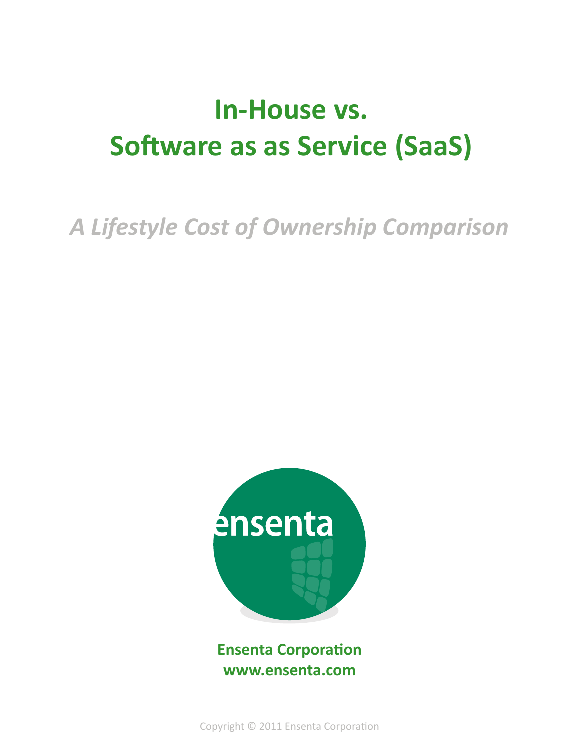# In-House vs.
# Software as as Service (SaaS)

## *A Lifestyle Cost of Ownership Comparison*

ensenta

**Ensenta Corporation**
**www.ensenta.com**

Copyright © 2011 Ensenta Corporation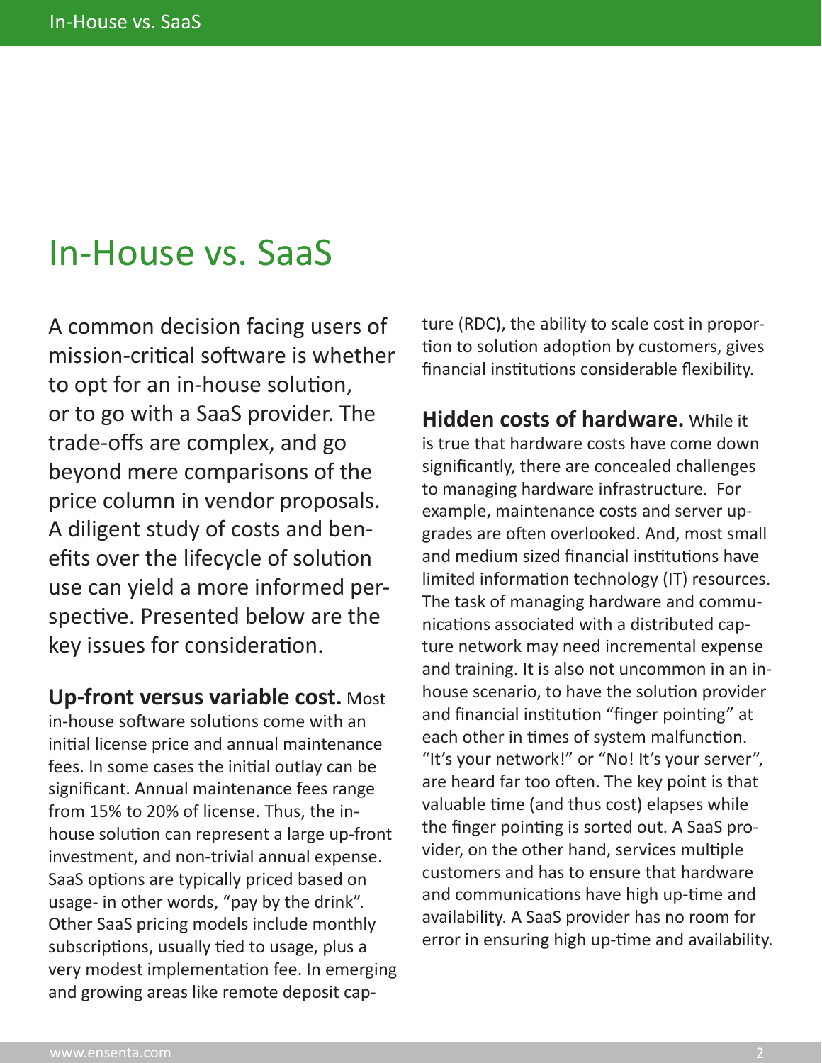# In-House vs. SaaS

A common decision facing users of mission-critical software is whether to opt for an in-house solution, or to go with a SaaS provider. The trade-offs are complex, and go beyond mere comparisons of the price column in vendor proposals. A diligent study of costs and benefits over the lifecycle of solution use can yield a more informed perspective. Presented below are the key issues for consideration.

**Up-front versus variable cost.** Most in-house software solutions come with an initial license price and annual maintenance fees. In some cases the initial outlay can be significant. Annual maintenance fees range from 15% to 20% of license. Thus, the in-house solution can represent a large up-front investment, and non-trivial annual expense. SaaS options are typically priced based on usage- in other words, "pay by the drink". Other SaaS pricing models include monthly subscriptions, usually tied to usage, plus a very modest implementation fee. In emerging and growing areas like remote deposit capture (RDC), the ability to scale cost in proportion to solution adoption by customers, gives financial institutions considerable flexibility.

**Hidden costs of hardware.** While it is true that hardware costs have come down significantly, there are concealed challenges to managing hardware infrastructure. For example, maintenance costs and server upgrades are often overlooked. And, most small and medium sized financial institutions have limited information technology (IT) resources. The task of managing hardware and communications associated with a distributed capture network may need incremental expense and training. It is also not uncommon in an in-house scenario, to have the solution provider and financial institution "finger pointing" at each other in times of system malfunction. "It's your network!" or "No! It's your server", are heard far too often. The key point is that valuable time (and thus cost) elapses while the finger pointing is sorted out. A SaaS provider, on the other hand, services multiple customers and has to ensure that hardware and communications have high up-time and availability. A SaaS provider has no room for error in ensuring high up-time and availability.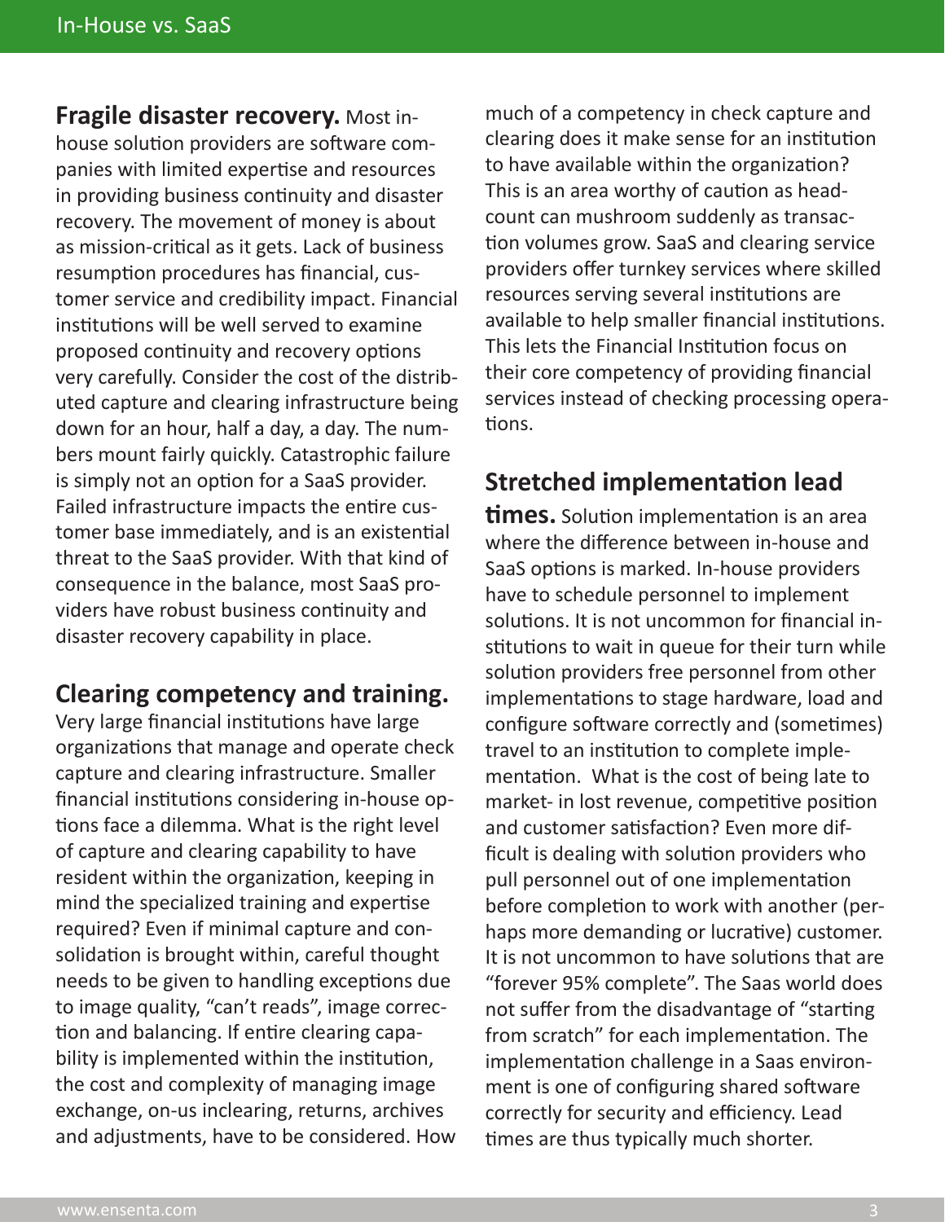**Fragile disaster recovery.** Most in-house solution providers are software companies with limited expertise and resources in providing business continuity and disaster recovery. The movement of money is about as mission-critical as it gets. Lack of business resumption procedures has financial, customer service and credibility impact. Financial institutions will be well served to examine proposed continuity and recovery options very carefully. Consider the cost of the distributed capture and clearing infrastructure being down for an hour, half a day, a day. The numbers mount fairly quickly. Catastrophic failure is simply not an option for a SaaS provider. Failed infrastructure impacts the entire customer base immediately, and is an existential threat to the SaaS provider. With that kind of consequence in the balance, most SaaS providers have robust business continuity and disaster recovery capability in place.

## Clearing competency and training.

Very large financial institutions have large organizations that manage and operate check capture and clearing infrastructure. Smaller financial institutions considering in-house options face a dilemma. What is the right level of capture and clearing capability to have resident within the organization, keeping in mind the specialized training and expertise required? Even if minimal capture and consolidation is brought within, careful thought needs to be given to handling exceptions due to image quality, "can't reads", image correction and balancing. If entire clearing capability is implemented within the institution, the cost and complexity of managing image exchange, on-us inclearing, returns, archives and adjustments, have to be considered. How much of a competency in check capture and clearing does it make sense for an institution to have available within the organization? This is an area worthy of caution as headcount can mushroom suddenly as transaction volumes grow. SaaS and clearing service providers offer turnkey services where skilled resources serving several institutions are available to help smaller financial institutions. This lets the Financial Institution focus on their core competency of providing financial services instead of checking processing operations.

## Stretched implementation lead times.

Solution implementation is an area where the difference between in-house and SaaS options is marked. In-house providers have to schedule personnel to implement solutions. It is not uncommon for financial institutions to wait in queue for their turn while solution providers free personnel from other implementations to stage hardware, load and configure software correctly and (sometimes) travel to an institution to complete implementation. What is the cost of being late to market- in lost revenue, competitive position and customer satisfaction? Even more difficult is dealing with solution providers who pull personnel out of one implementation before completion to work with another (perhaps more demanding or lucrative) customer. It is not uncommon to have solutions that are "forever 95% complete". The Saas world does not suffer from the disadvantage of "starting from scratch" for each implementation. The implementation challenge in a Saas environment is one of configuring shared software correctly for security and efficiency. Lead times are thus typically much shorter.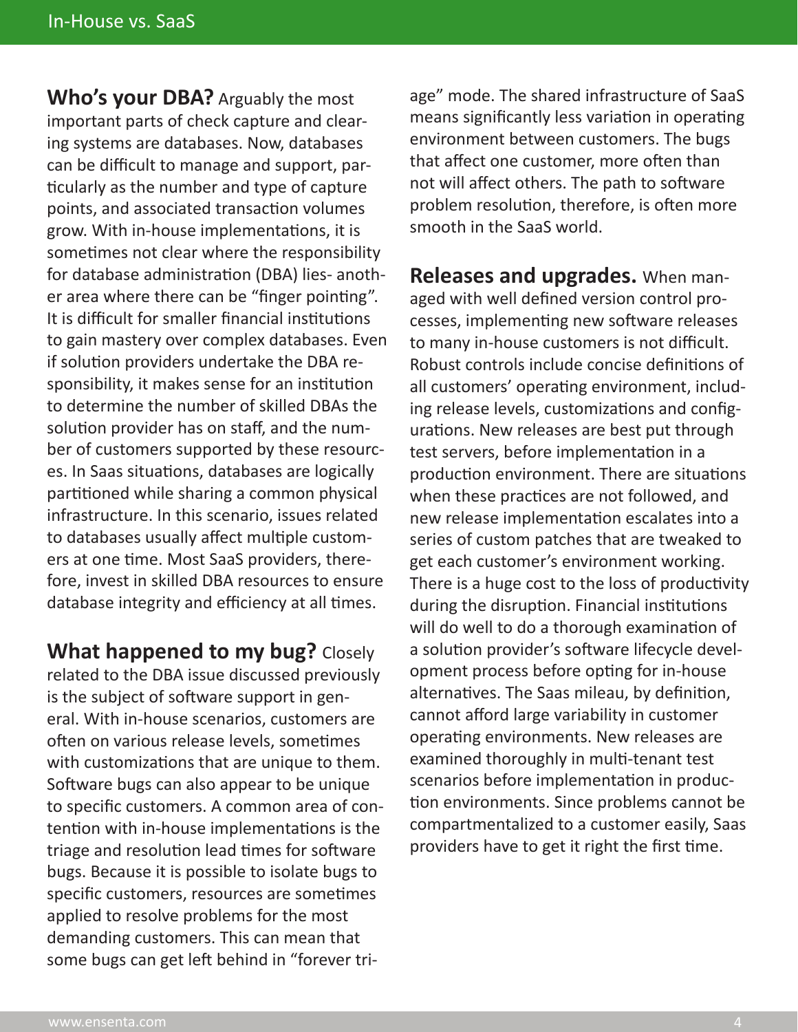**Who's your DBA?** Arguably the most important parts of check capture and clearing systems are databases. Now, databases can be difficult to manage and support, particularly as the number and type of capture points, and associated transaction volumes grow. With in-house implementations, it is sometimes not clear where the responsibility for database administration (DBA) lies- another area where there can be "finger pointing". It is difficult for smaller financial institutions to gain mastery over complex databases. Even if solution providers undertake the DBA responsibility, it makes sense for an institution to determine the number of skilled DBAs the solution provider has on staff, and the number of customers supported by these resources. In Saas situations, databases are logically partitioned while sharing a common physical infrastructure. In this scenario, issues related to databases usually affect multiple customers at one time. Most SaaS providers, therefore, invest in skilled DBA resources to ensure database integrity and efficiency at all times.

**What happened to my bug?** Closely related to the DBA issue discussed previously is the subject of software support in general. With in-house scenarios, customers are often on various release levels, sometimes with customizations that are unique to them. Software bugs can also appear to be unique to specific customers. A common area of contention with in-house implementations is the triage and resolution lead times for software bugs. Because it is possible to isolate bugs to specific customers, resources are sometimes applied to resolve problems for the most demanding customers. This can mean that some bugs can get left behind in "forever triage" mode. The shared infrastructure of SaaS means significantly less variation in operating environment between customers. The bugs that affect one customer, more often than not will affect others. The path to software problem resolution, therefore, is often more smooth in the SaaS world.

**Releases and upgrades.** When managed with well defined version control processes, implementing new software releases to many in-house customers is not difficult. Robust controls include concise definitions of all customers' operating environment, including release levels, customizations and configurations. New releases are best put through test servers, before implementation in a production environment. There are situations when these practices are not followed, and new release implementation escalates into a series of custom patches that are tweaked to get each customer's environment working. There is a huge cost to the loss of productivity during the disruption. Financial institutions will do well to do a thorough examination of a solution provider's software lifecycle development process before opting for in-house alternatives. The Saas mileau, by definition, cannot afford large variability in customer operating environments. New releases are examined thoroughly in multi-tenant test scenarios before implementation in production environments. Since problems cannot be compartmentalized to a customer easily, Saas providers have to get it right the first time.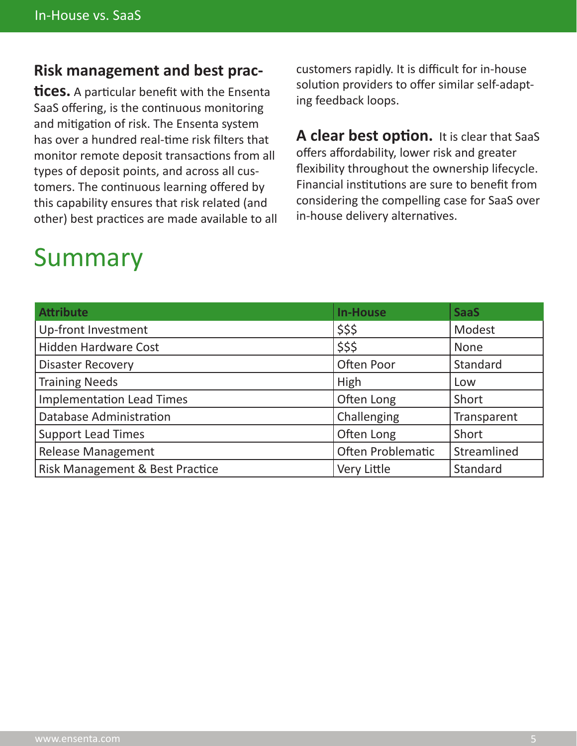**Risk management and best practices.** A particular benefit with the Ensenta SaaS offering, is the continuous monitoring and mitigation of risk. The Ensenta system has over a hundred real-time risk filters that monitor remote deposit transactions from all types of deposit points, and across all customers. The continuous learning offered by this capability ensures that risk related (and other) best practices are made available to all customers rapidly. It is difficult for in-house solution providers to offer similar self-adapting feedback loops.

**A clear best option.** It is clear that SaaS offers affordability, lower risk and greater flexibility throughout the ownership lifecycle. Financial institutions are sure to benefit from considering the compelling case for SaaS over in-house delivery alternatives.

# Summary

| Attribute | In-House | SaaS |
|---|---|---|
| Up-front Investment | $$$ | Modest |
| Hidden Hardware Cost | $$$ | None |
| Disaster Recovery | Often Poor | Standard |
| Training Needs | High | Low |
| Implementation Lead Times | Often Long | Short |
| Database Administration | Challenging | Transparent |
| Support Lead Times | Often Long | Short |
| Release Management | Often Problematic | Streamlined |
| Risk Management & Best Practice | Very Little | Standard |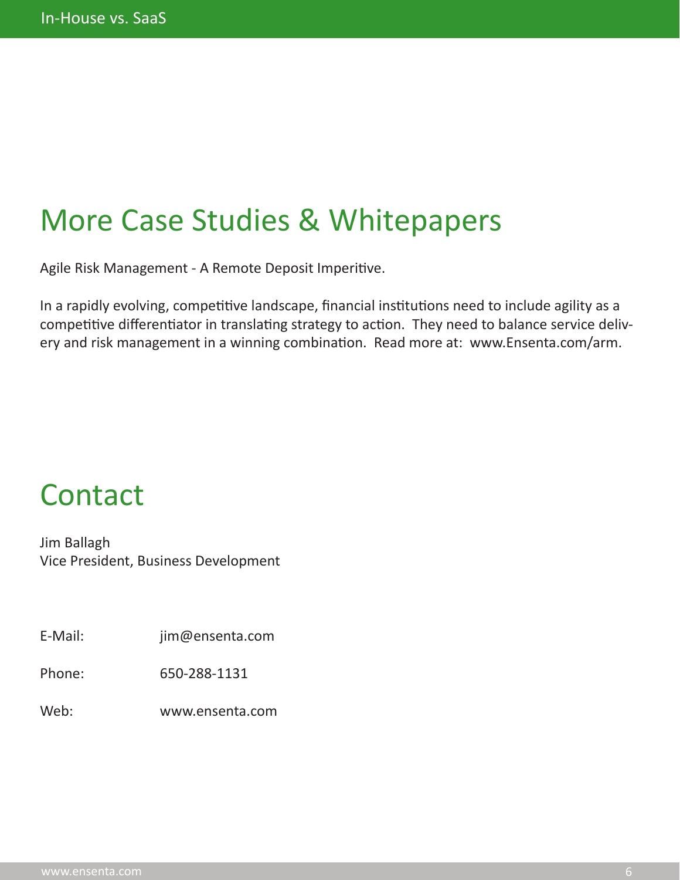## More Case Studies & Whitepapers

Agile Risk Management - A Remote Deposit Imperitive.

In a rapidly evolving, competitive landscape, financial institutions need to include agility as a competitive differentiator in translating strategy to action. They need to balance service delivery and risk management in a winning combination. Read more at: www.Ensenta.com/arm.

## Contact

Jim Ballagh
Vice President, Business Development

| | |
|---|---|
| E-Mail: | jim@ensenta.com |
| Phone: | 650-288-1131 |
| Web: | www.ensenta.com |